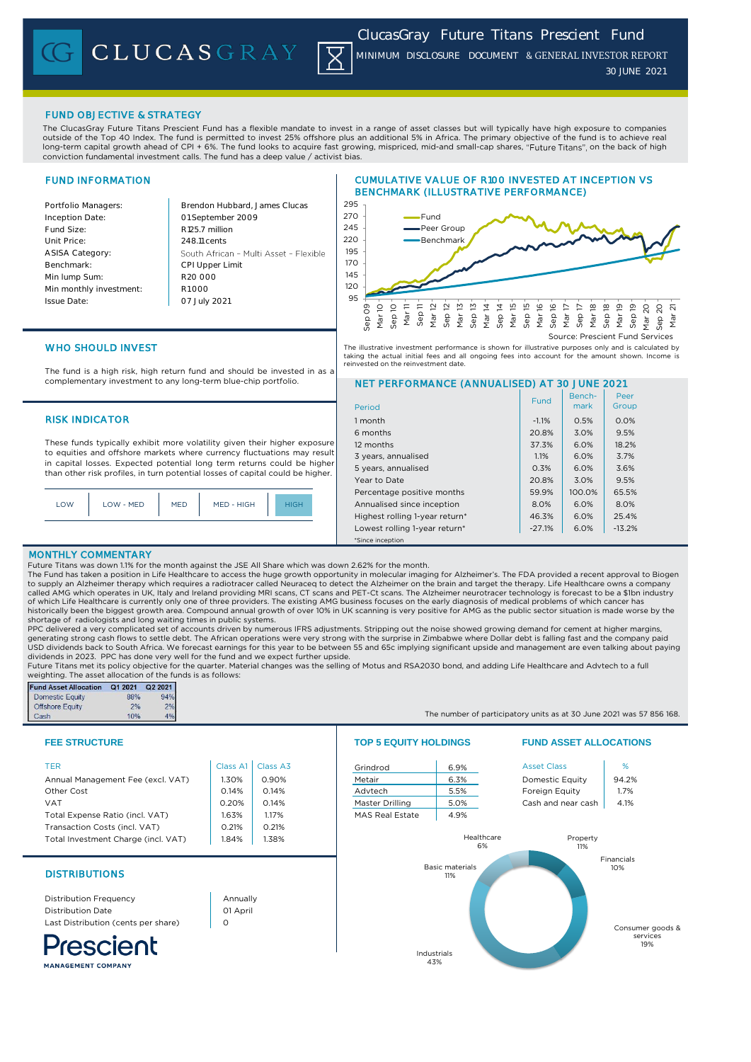# ClucasGray Future Titans Prescient Fund

MINIMUM DISCLOSURE DOCUMENT & GENERAL INVESTOR REPORT

30 JUNE 2021

## FUND OBJECTIVE & STRATEGY

The ClucasGray Future Titans Prescient Fund has a flexible mandate to invest in a range of asset classes but will typically have high exposure to companies outside of the Top 40 Index. The fund is permitted to invest 25% offshore plus an additional 5% in Africa. The primary objective of the fund is to achieve real long-term capital growth ahead of CPI + 6%. The fund looks to acquire fast growing, mispriced, mid-and small-cap shares, "Future Titans", on the back of high conviction fundamental investment calls. The fund has a deep value / activist bias.

## FUND INFORMATION

| | |
|---|---|
| Portfolio Managers: | Brendon Hubbard, James Clucas |
| Inception Date: | 01 September 2009 |
| Fund Size: | R125.7 million |
| Unit Price: | 248.11 cents |
| ASISA Category: | South African – Multi Asset – Flexible |
| Benchmark: | CPI Upper Limit |
| Min lump Sum: | R20 000 |
| Min monthly investment: | R1000 |
| Issue Date: | 07 July 2021 |

## CUMULATIVE VALUE OF R100 INVESTED AT INCEPTION VS BENCHMARK (ILLUSTRATIVE PERFORMANCE)

Source: Prescient Fund Services

The illustrative investment performance is shown for illustrative purposes only and is calculated by taking the actual initial fees and all ongoing fees into account for the amount shown. Income is reinvested on the reinvestment date.

## WHO SHOULD INVEST

The fund is a high risk, high return fund and should be invested in as a complementary investment to any long-term blue-chip portfolio.

## RISK INDICATOR

These funds typically exhibit more volatility given their higher exposure to equities and offshore markets where currency fluctuations may result in capital losses. Expected potential long term returns could be higher than other risk profiles, in turn potential losses of capital could be higher.

| LOW | LOW - MED | MED | MED - HIGH | **HIGH** |
|---|---|---|---|---|

## NET PERFORMANCE (ANNUALISED) AT 30 JUNE 2021

| Period | Fund | Benchmark | Peer Group |
|---|---|---|---|
| 1 month | -1.1% | 0.5% | 0.0% |
| 6 months | 20.8% | 3.0% | 9.5% |
| 12 months | 37.3% | 6.0% | 18.2% |
| 3 years, annualised | 1.1% | 6.0% | 3.7% |
| 5 years, annualised | 0.3% | 6.0% | 3.6% |
| Year to Date | 20.8% | 3.0% | 9.5% |
| Percentage positive months | 59.9% | 100.0% | 65.5% |
| Annualised since inception | 8.0% | 6.0% | 8.0% |
| Highest rolling 1-year return* | 46.3% | 6.0% | 25.4% |
| Lowest rolling 1-year return* | -27.1% | 6.0% | -13.2% |

*Since inception

## MONTHLY COMMENTARY

Future Titans was down 1.1% for the month against the JSE All Share which was down 2.62% for the month.

The Fund has taken a position in Life Healthcare to access the huge growth opportunity in molecular imaging for Alzheimer's. The FDA provided a recent approval to Biogen to supply an Alzheimer therapy which requires a radiotracer called Neuraceq to detect the Alzheimer on the brain and target the therapy. Life Healthcare owns a company called AMG which operates in UK, Italy and Ireland providing MRI scans, CT scans and PET-Ct scans. The Alzheimer neurotracer technology is forecast to be a $1bn industry of which Life Healthcare is currently only one of three providers. The existing AMG business focuses on the early diagnosis of medical problems of which cancer has historically been the biggest growth area. Compound annual growth of over 10% in UK scanning is very positive for AMG as the public sector situation is made worse by the shortage of radiologists and long waiting times in public systems.

PPC delivered a very complicated set of accounts driven by numerous IFRS adjustments. Stripping out the noise showed growing demand for cement at higher margins, generating strong cash flows to settle debt. The African operations were very strong with the surprise in Zimbabwe where Dollar debt is falling fast and the company paid USD dividends back to South Africa. We forecast earnings for this year to be between 55 and 65c implying significant upside and management are even talking about paying dividends in 2023. PPC has done very well for the fund and we expect further upside.

Future Titans met its policy objective for the quarter. Material changes was the selling of Motus and RSA2030 bond, and adding Life Healthcare and Advtech to a full weighting. The asset allocation of the funds is as follows:

| Fund Asset Allocation | Q1 2021 | Q2 2021 |
|---|---|---|
| Domestic Equity | 88% | 94% |
| Offshore Equity | 2% | 2% |
| Cash | 10% | 4% |

The number of participatory units as at 30 June 2021 was 57 856 168.

## FEE STRUCTURE

| TER | Class A1 | Class A3 |
|---|---|---|
| Annual Management Fee (excl. VAT) | 1.30% | 0.90% |
| Other Cost | 0.14% | 0.14% |
| VAT | 0.20% | 0.14% |
| Total Expense Ratio (incl. VAT) | 1.63% | 1.17% |
| Transaction Costs (incl. VAT) | 0.21% | 0.21% |
| Total Investment Charge (incl. VAT) | 1.84% | 1.38% |

## TOP 5 EQUITY HOLDINGS

| | |
|---|---|
| Grindrod | 6.9% |
| Metair | 6.3% |
| Advtech | 5.5% |
| Master Drilling | 5.0% |
| MAS Real Estate | 4.9% |

## FUND ASSET ALLOCATIONS

| Asset Class | % |
|---|---|
| Domestic Equity | 94.2% |
| Foreign Equity | 1.7% |
| Cash and near cash | 4.1% |

Healthcare 6%, Property 11%, Financials 10%, Consumer goods & services 19%, Industrials 43%, Basic materials 11%

## DISTRIBUTIONS

| | |
|---|---|
| Distribution Frequency | Annually |
| Distribution Date | 01 April |
| Last Distribution (cents per share) | 0 |

Prescient MANAGEMENT COMPANY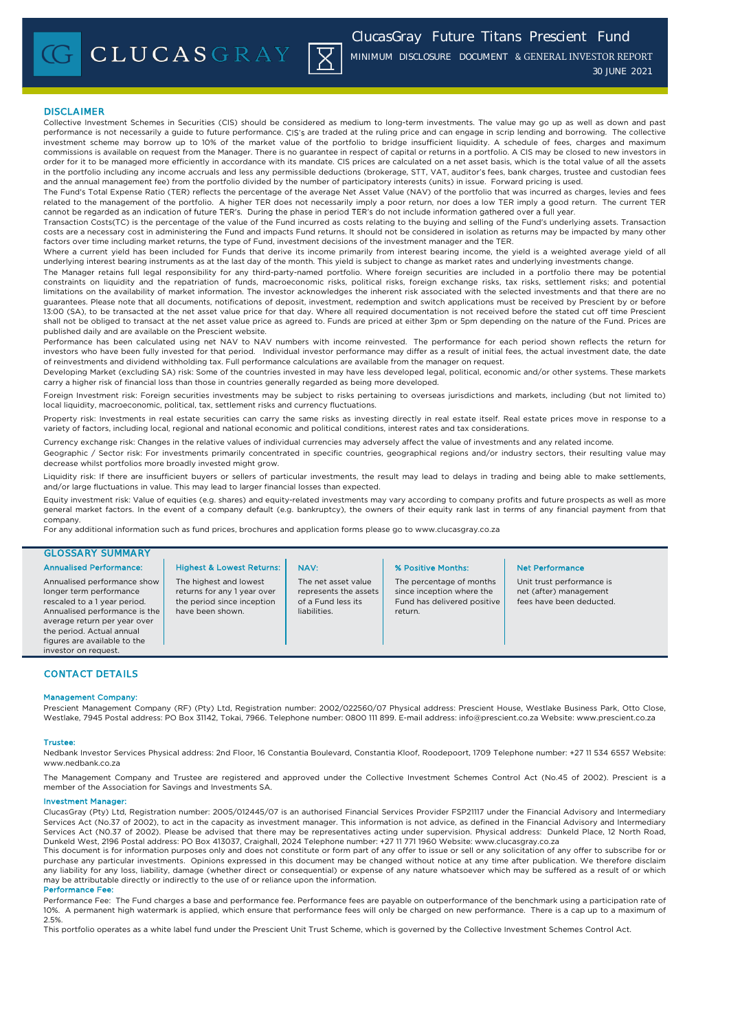# ClucasGray Future Titans Prescient Fund

MINIMUM DISCLOSURE DOCUMENT & GENERAL INVESTOR REPORT

30 JUNE 2021

## DISCLAIMER

Collective Investment Schemes in Securities (CIS) should be considered as medium to long-term investments. The value may go up as well as down and past performance is not necessarily a guide to future performance. CIS's are traded at the ruling price and can engage in scrip lending and borrowing. The collective investment scheme may borrow up to 10% of the market value of the portfolio to bridge insufficient liquidity. A schedule of fees, charges and maximum commissions is available on request from the Manager. There is no guarantee in respect of capital or returns in a portfolio. A CIS may be closed to new investors in order for it to be managed more efficiently in accordance with its mandate. CIS prices are calculated on a net asset basis, which is the total value of all the assets in the portfolio including any income accruals and less any permissible deductions (brokerage, STT, VAT, auditor's fees, bank charges, trustee and custodian fees and the annual management fee) from the portfolio divided by the number of participatory interests (units) in issue. Forward pricing is used.

The Fund's Total Expense Ratio (TER) reflects the percentage of the average Net Asset Value (NAV) of the portfolio that was incurred as charges, levies and fees related to the management of the portfolio. A higher TER does not necessarily imply a poor return, nor does a low TER imply a good return. The current TER cannot be regarded as an indication of future TER's. During the phase in period TER's do not include information gathered over a full year.

Transaction Costs(TC) is the percentage of the value of the Fund incurred as costs relating to the buying and selling of the Fund's underlying assets. Transaction costs are a necessary cost in administering the Fund and impacts Fund returns. It should not be considered in isolation as returns may be impacted by many other factors over time including market returns, the type of Fund, investment decisions of the investment manager and the TER.

Where a current yield has been included for Funds that derive its income primarily from interest bearing income, the yield is a weighted average yield of all underlying interest bearing instruments as at the last day of the month. This yield is subject to change as market rates and underlying investments change.

The Manager retains full legal responsibility for any third-party-named portfolio. Where foreign securities are included in a portfolio there may be potential constraints on liquidity and the repatriation of funds, macroeconomic risks, political risks, foreign exchange risks, tax risks, settlement risks; and potential limitations on the availability of market information. The investor acknowledges the inherent risk associated with the selected investments and that there are no guarantees. Please note that all documents, notifications of deposit, investment, redemption and switch applications must be received by Prescient by or before 13:00 (SA), to be transacted at the net asset value price for that day. Where all required documentation is not received before the stated cut off time Prescient shall not be obliged to transact at the net asset value price as agreed to. Funds are priced at either 3pm or 5pm depending on the nature of the Fund. Prices are published daily and are available on the Prescient website.

Performance has been calculated using net NAV to NAV numbers with income reinvested. The performance for each period shown reflects the return for investors who have been fully invested for that period. Individual investor performance may differ as a result of initial fees, the actual investment date, the date of reinvestments and dividend withholding tax. Full performance calculations are available from the manager on request.

Developing Market (excluding SA) risk: Some of the countries invested in may have less developed legal, political, economic and/or other systems. These markets carry a higher risk of financial loss than those in countries generally regarded as being more developed.

Foreign Investment risk: Foreign securities investments may be subject to risks pertaining to overseas jurisdictions and markets, including (but not limited to) local liquidity, macroeconomic, political, tax, settlement risks and currency fluctuations.

Property risk: Investments in real estate securities can carry the same risks as investing directly in real estate itself. Real estate prices move in response to a variety of factors, including local, regional and national economic and political conditions, interest rates and tax considerations.

Currency exchange risk: Changes in the relative values of individual currencies may adversely affect the value of investments and any related income.

Geographic / Sector risk: For investments primarily concentrated in specific countries, geographical regions and/or industry sectors, their resulting value may decrease whilst portfolios more broadly invested might grow.

Liquidity risk: If there are insufficient buyers or sellers of particular investments, the result may lead to delays in trading and being able to make settlements, and/or large fluctuations in value. This may lead to larger financial losses than expected.

Equity investment risk: Value of equities (e.g. shares) and equity-related investments may vary according to company profits and future prospects as well as more general market factors. In the event of a company default (e.g. bankruptcy), the owners of their equity rank last in terms of any financial payment from that company.

For any additional information such as fund prices, brochures and application forms please go to www.clucasgray.co.za

## GLOSSARY SUMMARY

**Annualised Performance:** Annualised performance show longer term performance rescaled to a 1 year period. Annualised performance is the average return per year over the period. Actual annual figures are available to the investor on request.

**Highest & Lowest Returns:** The highest and lowest returns for any 1 year over the period since inception have been shown.

**NAV:** The net asset value represents the assets of a Fund less its liabilities.

**% Positive Months:** The percentage of months since inception where the Fund has delivered positive return.

**Net Performance:** Unit trust performance is net (after) management fees have been deducted.

## CONTACT DETAILS

### Management Company:

Prescient Management Company (RF) (Pty) Ltd, Registration number: 2002/022560/07 Physical address: Prescient House, Westlake Business Park, Otto Close, Westlake, 7945 Postal address: PO Box 31142, Tokai, 7966. Telephone number: 0800 111 899. E-mail address: info@prescient.co.za Website: www.prescient.co.za

### Trustee:

Nedbank Investor Services Physical address: 2nd Floor, 16 Constantia Boulevard, Constantia Kloof, Roodepoort, 1709 Telephone number: +27 11 534 6557 Website: www.nedbank.co.za

The Management Company and Trustee are registered and approved under the Collective Investment Schemes Control Act (No.45 of 2002). Prescient is a member of the Association for Savings and Investments SA.

### Investment Manager:

ClucasGray (Pty) Ltd, Registration number: 2005/012445/07 is an authorised Financial Services Provider FSP21117 under the Financial Advisory and Intermediary Services Act (No.37 of 2002), to act in the capacity as investment manager. This information is not advice, as defined in the Financial Advisory and Intermediary Services Act (NO.37 of 2002). Please be advised that there may be representatives acting under supervision. Physical address: Dunkeld Place, 12 North Road, Dunkeld West, 2196 Postal address: PO Box 413037, Craighall, 2024 Telephone number: +27 11 771 1960 Website: www.clucasgray.co.za

This document is for information purposes only and does not constitute or form part of any offer to issue or sell or any solicitation of any offer to subscribe for or purchase any particular investments. Opinions expressed in this document may be changed without notice at any time after publication. We therefore disclaim any liability for any loss, liability, damage (whether direct or consequential) or expense of any nature whatsoever which may be suffered as a result of or which may be attributable directly or indirectly to the use of or reliance upon the information.

### Performance Fee:

Performance Fee: The Fund charges a base and performance fee. Performance fees are payable on outperformance of the benchmark using a participation rate of 10%. A permanent high watermark is applied, which ensure that performance fees will only be charged on new performance. There is a cap up to a maximum of 2.5%.

This portfolio operates as a white label fund under the Prescient Unit Trust Scheme, which is governed by the Collective Investment Schemes Control Act.